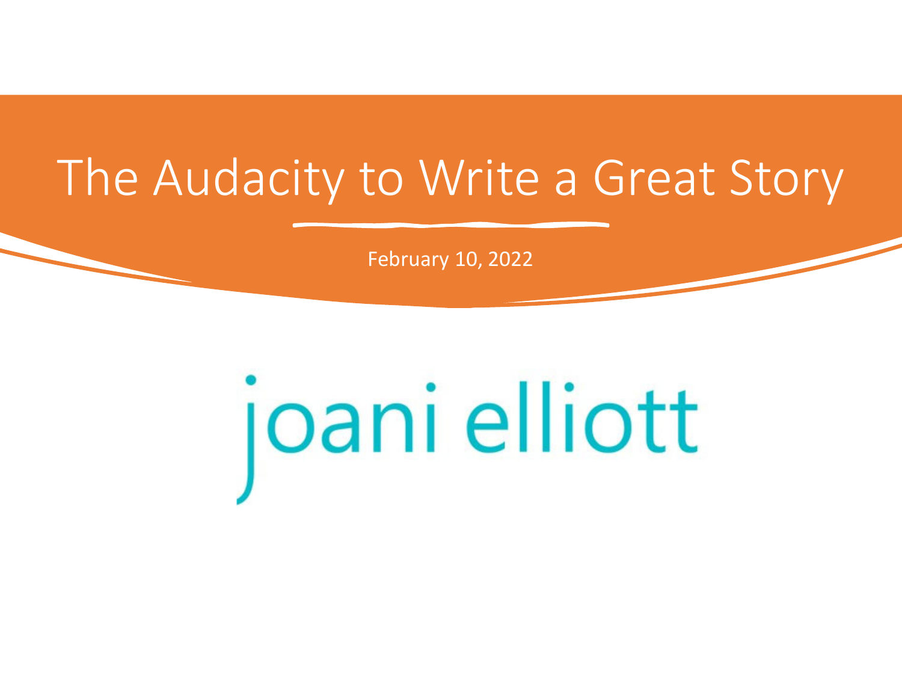# The Audacity to Write a Great Story

February 10, 2022

joani elliott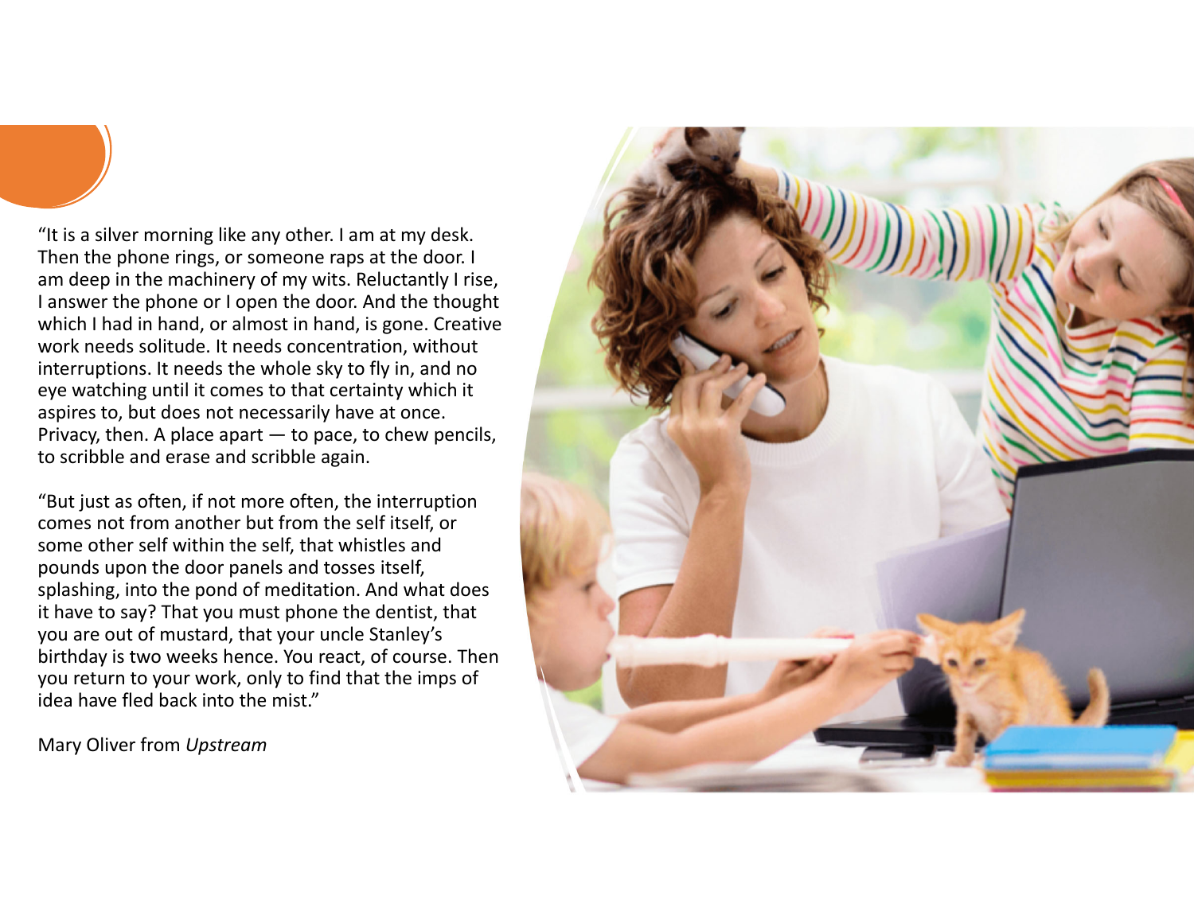"It is a silver morning like any other. I am at my desk. Then the phone rings, or someone raps at the door. I am deep in the machinery of my wits. Reluctantly I rise, I answer the phone or I open the door. And the thought which I had in hand, or almost in hand, is gone. Creative work needs solitude. It needs concentration, without interruptions. It needs the whole sky to fly in, and no eye watching until it comes to that certainty which it aspires to, but does not necessarily have at once. Privacy, then. A place apart — to pace, to chew pencils, to scribble and erase and scribble again.

"But just as often, if not more often, the interruption comes not from another but from the self itself, or some other self within the self, that whistles and pounds upon the door panels and tosses itself, splashing, into the pond of meditation. And what does it have to say? That you must phone the dentist, that you are out of mustard, that your uncle Stanley's birthday is two weeks hence. You react, of course. Then you return to your work, only to find that the imps of idea have fled back into the mist."

Mary Oliver from *Upstream*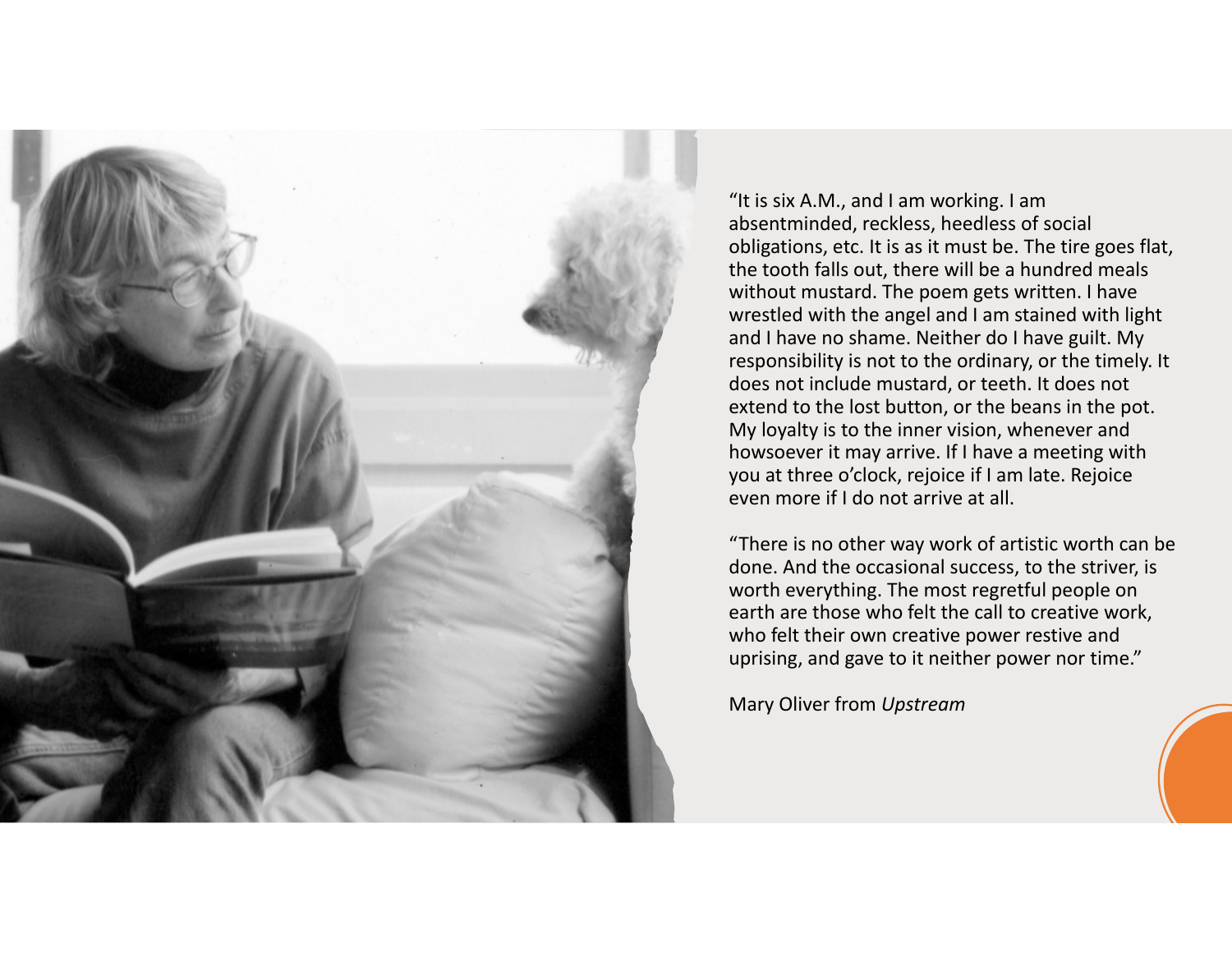"It is six A.M., and I am working. I am absentminded, reckless, heedless of social obligations, etc. It is as it must be. The tire goes flat, the tooth falls out, there will be a hundred meals without mustard. The poem gets written. I have wrestled with the angel and I am stained with light and I have no shame. Neither do I have guilt. My responsibility is not to the ordinary, or the timely. It does not include mustard, or teeth. It does not extend to the lost button, or the beans in the pot. My loyalty is to the inner vision, whenever and howsoever it may arrive. If I have a meeting with you at three o'clock, rejoice if I am late. Rejoice even more if I do not arrive at all.

"There is no other way work of artistic worth can be done. And the occasional success, to the striver, is worth everything. The most regretful people on earth are those who felt the call to creative work, who felt their own creative power restive and uprising, and gave to it neither power nor time."

Mary Oliver from *Upstream*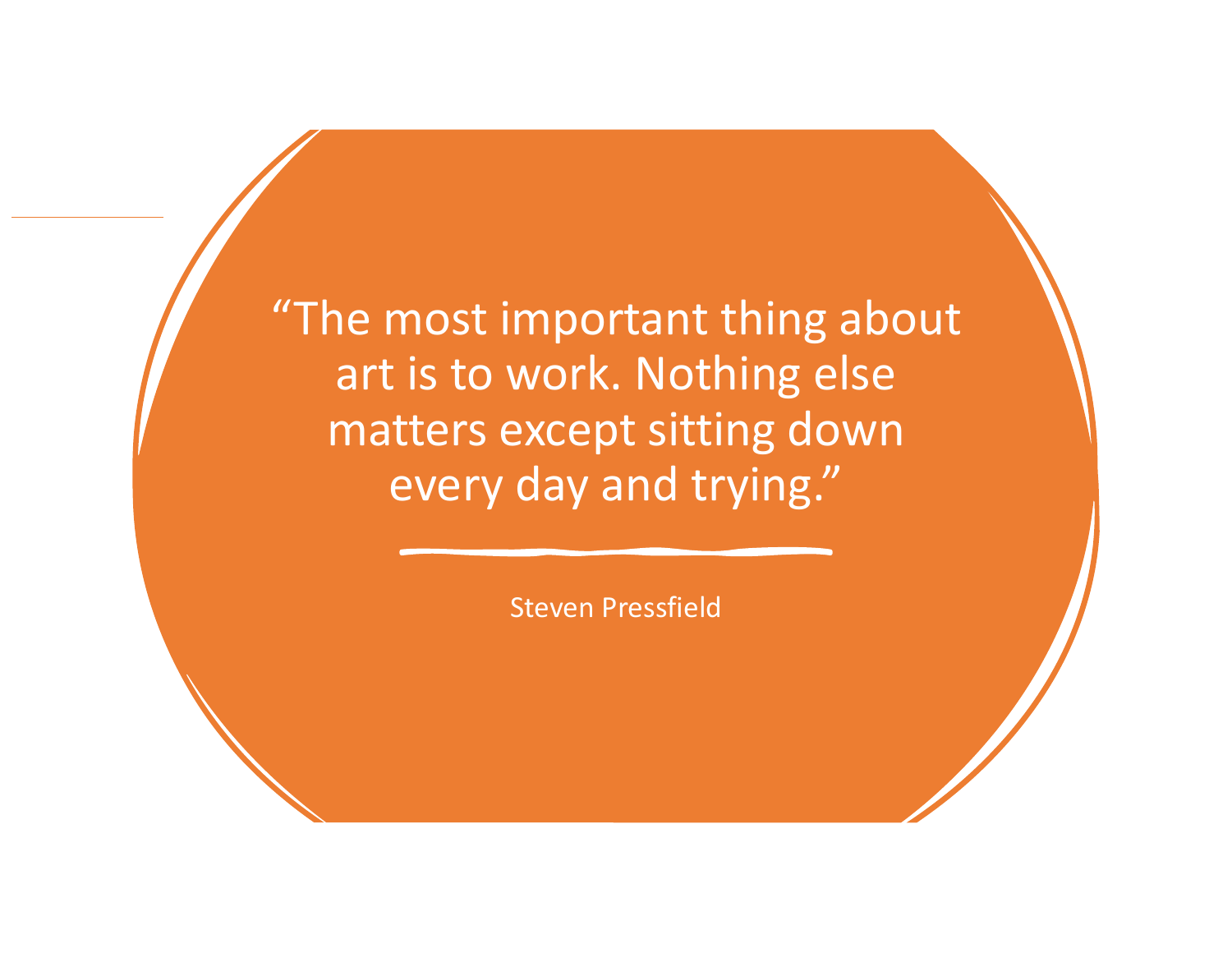“The most important thing about art is to work. Nothing else matters except sitting down every day and trying.”

Steven Pressfield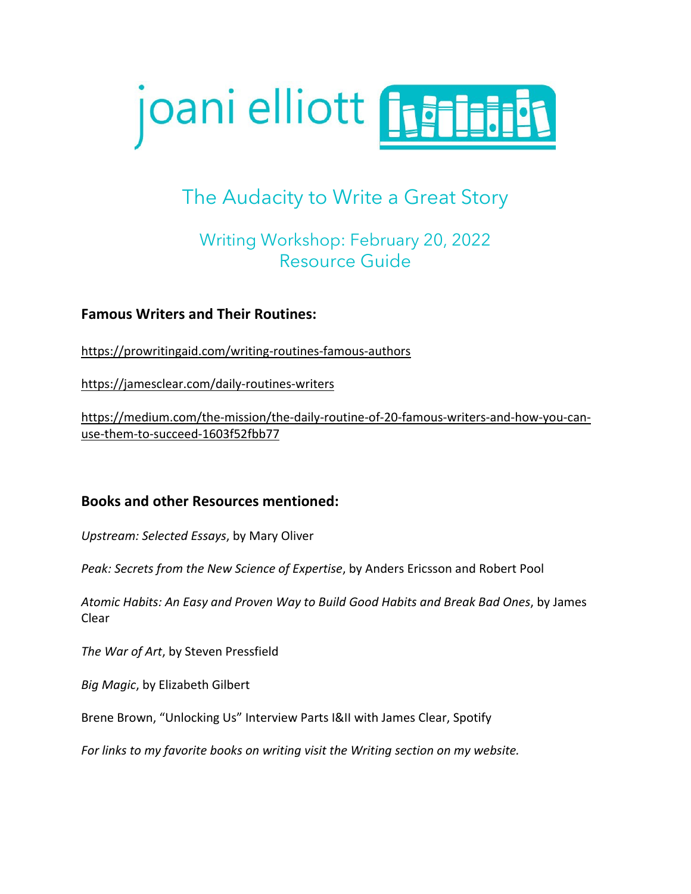# joani elliott

## The Audacity to Write a Great Story

### Writing Workshop: February 20, 2022
### Resource Guide

**Famous Writers and Their Routines:**

https://prowritingaid.com/writing-routines-famous-authors

https://jamesclear.com/daily-routines-writers

https://medium.com/the-mission/the-daily-routine-of-20-famous-writers-and-how-you-can-use-them-to-succeed-1603f52fbb77

**Books and other Resources mentioned:**

*Upstream: Selected Essays*, by Mary Oliver

*Peak: Secrets from the New Science of Expertise*, by Anders Ericsson and Robert Pool

*Atomic Habits: An Easy and Proven Way to Build Good Habits and Break Bad Ones*, by James Clear

*The War of Art*, by Steven Pressfield

*Big Magic*, by Elizabeth Gilbert

Brene Brown, "Unlocking Us" Interview Parts I&II with James Clear, Spotify

*For links to my favorite books on writing visit the Writing section on my website.*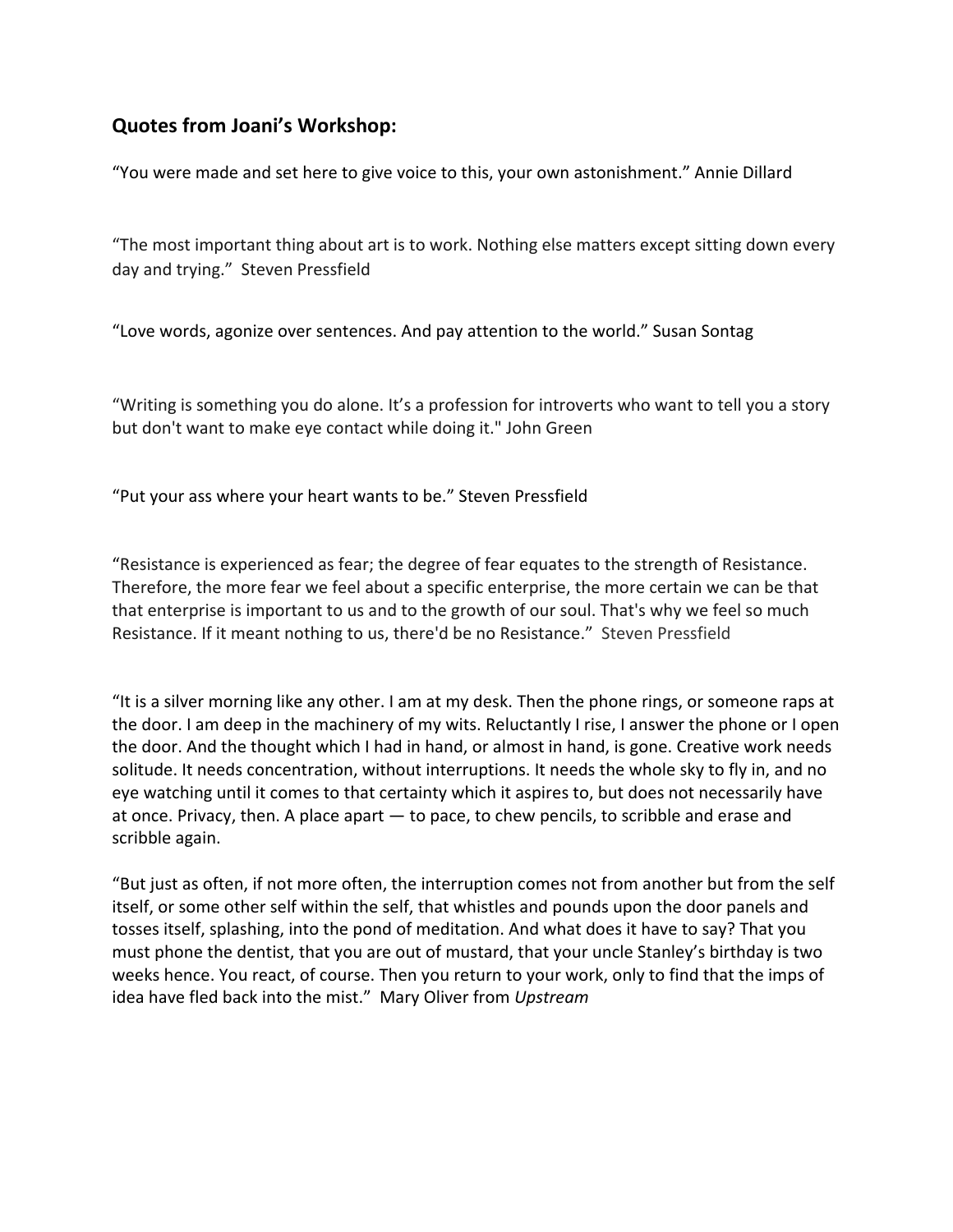## Quotes from Joani's Workshop:

"You were made and set here to give voice to this, your own astonishment." Annie Dillard

"The most important thing about art is to work. Nothing else matters except sitting down every day and trying." Steven Pressfield

"Love words, agonize over sentences. And pay attention to the world." Susan Sontag

"Writing is something you do alone. It's a profession for introverts who want to tell you a story but don't want to make eye contact while doing it." John Green

"Put your ass where your heart wants to be." Steven Pressfield

"Resistance is experienced as fear; the degree of fear equates to the strength of Resistance. Therefore, the more fear we feel about a specific enterprise, the more certain we can be that that enterprise is important to us and to the growth of our soul. That's why we feel so much Resistance. If it meant nothing to us, there'd be no Resistance." Steven Pressfield

"It is a silver morning like any other. I am at my desk. Then the phone rings, or someone raps at the door. I am deep in the machinery of my wits. Reluctantly I rise, I answer the phone or I open the door. And the thought which I had in hand, or almost in hand, is gone. Creative work needs solitude. It needs concentration, without interruptions. It needs the whole sky to fly in, and no eye watching until it comes to that certainty which it aspires to, but does not necessarily have at once. Privacy, then. A place apart — to pace, to chew pencils, to scribble and erase and scribble again.

"But just as often, if not more often, the interruption comes not from another but from the self itself, or some other self within the self, that whistles and pounds upon the door panels and tosses itself, splashing, into the pond of meditation. And what does it have to say? That you must phone the dentist, that you are out of mustard, that your uncle Stanley's birthday is two weeks hence. You react, of course. Then you return to your work, only to find that the imps of idea have fled back into the mist." Mary Oliver from *Upstream*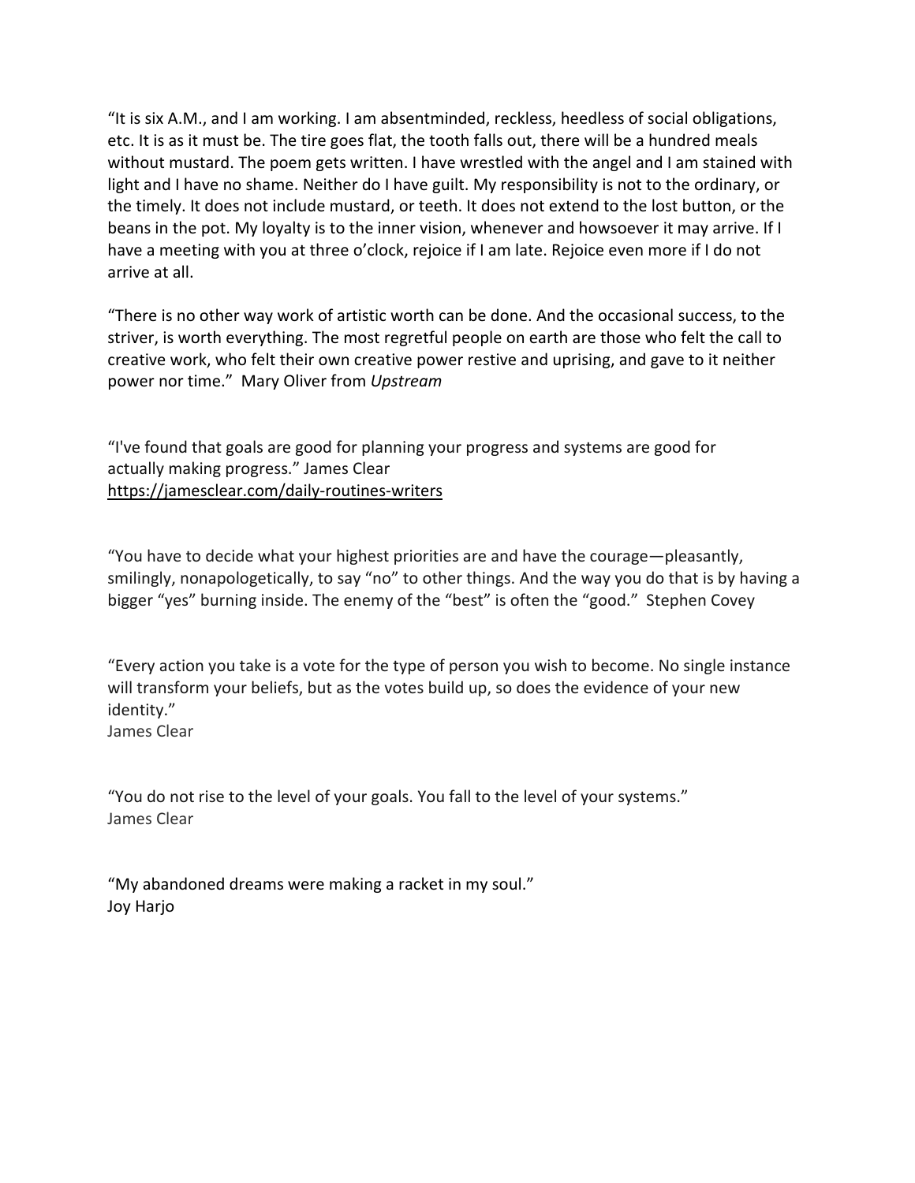"It is six A.M., and I am working. I am absentminded, reckless, heedless of social obligations, etc. It is as it must be. The tire goes flat, the tooth falls out, there will be a hundred meals without mustard. The poem gets written. I have wrestled with the angel and I am stained with light and I have no shame. Neither do I have guilt. My responsibility is not to the ordinary, or the timely. It does not include mustard, or teeth. It does not extend to the lost button, or the beans in the pot. My loyalty is to the inner vision, whenever and howsoever it may arrive. If I have a meeting with you at three o'clock, rejoice if I am late. Rejoice even more if I do not arrive at all.

"There is no other way work of artistic worth can be done. And the occasional success, to the striver, is worth everything. The most regretful people on earth are those who felt the call to creative work, who felt their own creative power restive and uprising, and gave to it neither power nor time." Mary Oliver from *Upstream*

"I've found that goals are good for planning your progress and systems are good for actually making progress." James Clear
https://jamesclear.com/daily-routines-writers

"You have to decide what your highest priorities are and have the courage—pleasantly, smilingly, nonapologetically, to say "no" to other things. And the way you do that is by having a bigger "yes" burning inside. The enemy of the "best" is often the "good." Stephen Covey

"Every action you take is a vote for the type of person you wish to become. No single instance will transform your beliefs, but as the votes build up, so does the evidence of your new identity."
James Clear

"You do not rise to the level of your goals. You fall to the level of your systems."
James Clear

"My abandoned dreams were making a racket in my soul."
Joy Harjo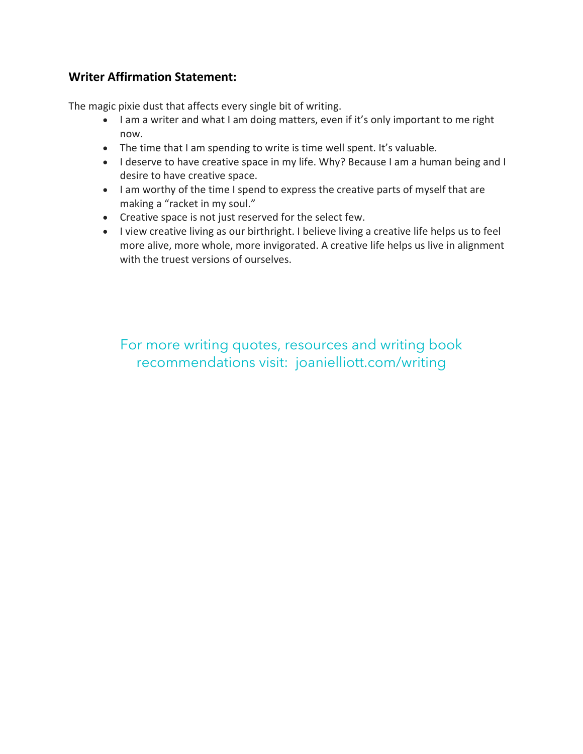**Writer Affirmation Statement:**

The magic pixie dust that affects every single bit of writing.

- I am a writer and what I am doing matters, even if it's only important to me right now.
- The time that I am spending to write is time well spent. It's valuable.
- I deserve to have creative space in my life. Why? Because I am a human being and I desire to have creative space.
- I am worthy of the time I spend to express the creative parts of myself that are making a "racket in my soul."
- Creative space is not just reserved for the select few.
- I view creative living as our birthright. I believe living a creative life helps us to feel more alive, more whole, more invigorated. A creative life helps us live in alignment with the truest versions of ourselves.

For more writing quotes, resources and writing book recommendations visit: joanielliott.com/writing